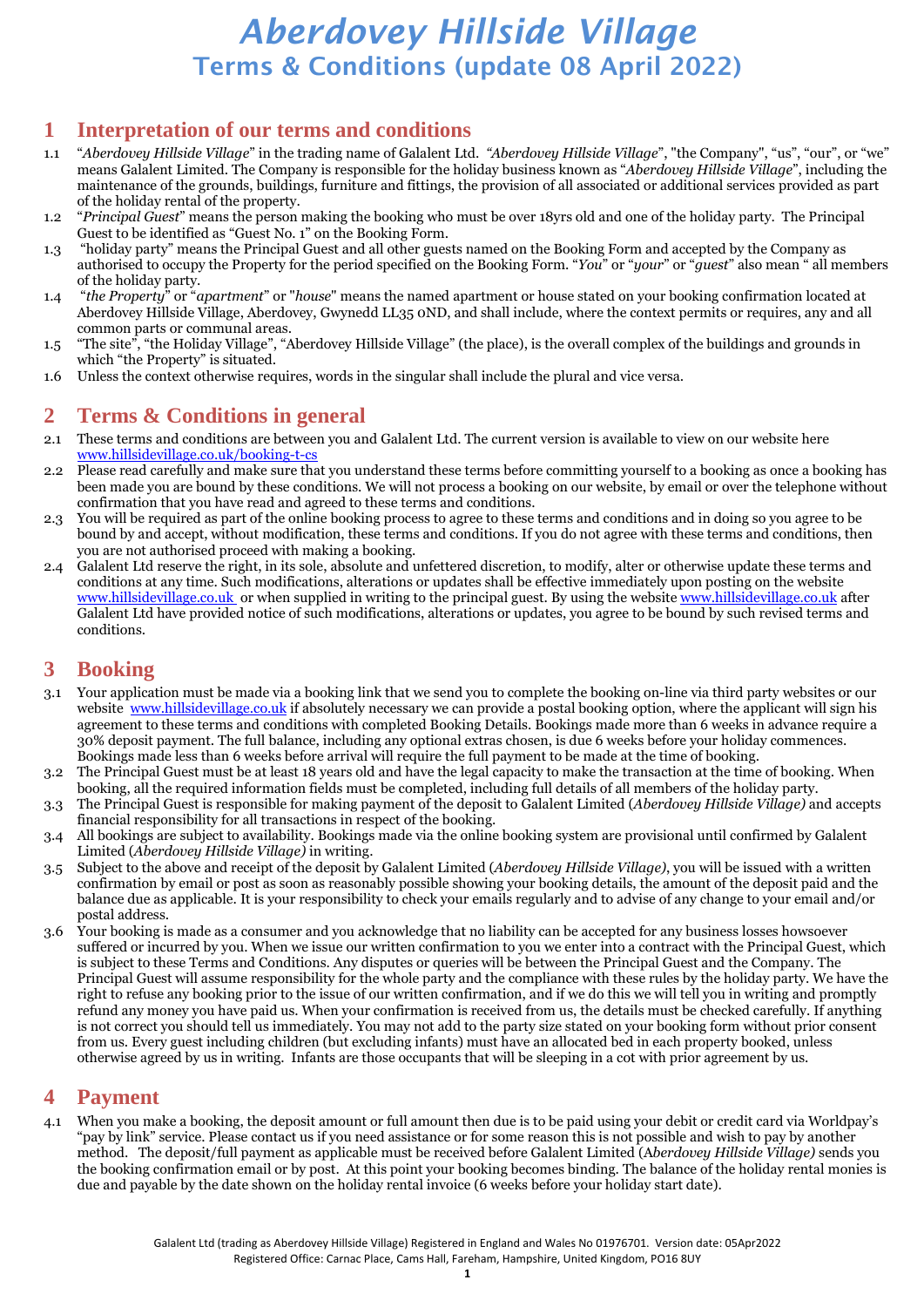# *Aberdovey Hillside Village*

## Terms & Conditions (update 08 April 2022)

## 1 Interpretation of our terms and conditions

1.1 "*Aberdovey Hillside Village*" in the trading name of Galalent Ltd. "*Aberdovey Hillside Village*", "the Company", "us", "our", or "we" means Galalent Limited. The Company is responsible for the holiday business known as "*Aberdovey Hillside Village*", including the maintenance of the grounds, buildings, furniture and fittings, the provision of all associated or additional services provided as part of the holiday rental of the property.

1.2 "*Principal Guest*" means the person making the booking who must be over 18yrs old and one of the holiday party. The Principal Guest to be identified as "Guest No. 1" on the Booking Form.

1.3 "holiday party" means the Principal Guest and all other guests named on the Booking Form and accepted by the Company as authorised to occupy the Property for the period specified on the Booking Form. "*You*" or "*your*" or "*guest*" also mean " all members of the holiday party.

1.4 "*the Property*" or "*apartment*" or "*house*" means the named apartment or house stated on your booking confirmation located at Aberdovey Hillside Village, Aberdovey, Gwynedd LL35 0ND, and shall include, where the context permits or requires, any and all common parts or communal areas.

1.5 "The site", "the Holiday Village", "Aberdovey Hillside Village" (the place), is the overall complex of the buildings and grounds in which "the Property" is situated.

1.6 Unless the context otherwise requires, words in the singular shall include the plural and vice versa.

## 2 Terms & Conditions in general

2.1 These terms and conditions are between you and Galalent Ltd. The current version is available to view on our website here www.hillsidevillage.co.uk/booking-t-cs

2.2 Please read carefully and make sure that you understand these terms before committing yourself to a booking as once a booking has been made you are bound by these conditions. We will not process a booking on our website, by email or over the telephone without confirmation that you have read and agreed to these terms and conditions.

2.3 You will be required as part of the online booking process to agree to these terms and conditions and in doing so you agree to be bound by and accept, without modification, these terms and conditions. If you do not agree with these terms and conditions, then you are not authorised proceed with making a booking.

2.4 Galalent Ltd reserve the right, in its sole, absolute and unfettered discretion, to modify, alter or otherwise update these terms and conditions at any time. Such modifications, alterations or updates shall be effective immediately upon posting on the website www.hillsidevillage.co.uk or when supplied in writing to the principal guest. By using the website www.hillsidevillage.co.uk after Galalent Ltd have provided notice of such modifications, alterations or updates, you agree to be bound by such revised terms and conditions.

## 3 Booking

3.1 Your application must be made via a booking link that we send you to complete the booking on-line via third party websites or our website www.hillsidevillage.co.uk if absolutely necessary we can provide a postal booking option, where the applicant will sign his agreement to these terms and conditions with completed Booking Details. Bookings made more than 6 weeks in advance require a 30% deposit payment. The full balance, including any optional extras chosen, is due 6 weeks before your holiday commences. Bookings made less than 6 weeks before arrival will require the full payment to be made at the time of booking.

3.2 The Principal Guest must be at least 18 years old and have the legal capacity to make the transaction at the time of booking. When booking, all the required information fields must be completed, including full details of all members of the holiday party.

3.3 The Principal Guest is responsible for making payment of the deposit to Galalent Limited (*Aberdovey Hillside Village)* and accepts financial responsibility for all transactions in respect of the booking.

3.4 All bookings are subject to availability. Bookings made via the online booking system are provisional until confirmed by Galalent Limited (*Aberdovey Hillside Village)* in writing.

3.5 Subject to the above and receipt of the deposit by Galalent Limited (*Aberdovey Hillside Village)*, you will be issued with a written confirmation by email or post as soon as reasonably possible showing your booking details, the amount of the deposit paid and the balance due as applicable. It is your responsibility to check your emails regularly and to advise of any change to your email and/or postal address.

3.6 Your booking is made as a consumer and you acknowledge that no liability can be accepted for any business losses howsoever suffered or incurred by you. When we issue our written confirmation to you we enter into a contract with the Principal Guest, which is subject to these Terms and Conditions. Any disputes or queries will be between the Principal Guest and the Company. The Principal Guest will assume responsibility for the whole party and the compliance with these rules by the holiday party. We have the right to refuse any booking prior to the issue of our written confirmation, and if we do this we will tell you in writing and promptly refund any money you have paid us. When your confirmation is received from us, the details must be checked carefully. If anything is not correct you should tell us immediately. You may not add to the party size stated on your booking form without prior consent from us. Every guest including children (but excluding infants) must have an allocated bed in each property booked, unless otherwise agreed by us in writing. Infants are those occupants that will be sleeping in a cot with prior agreement by us.

## 4 Payment

4.1 When you make a booking, the deposit amount or full amount then due is to be paid using your debit or credit card via Worldpay's "pay by link" service. Please contact us if you need assistance or for some reason this is not possible and wish to pay by another method. The deposit/full payment as applicable must be received before Galalent Limited (*Aberdovey Hillside Village)* sends you the booking confirmation email or by post. At this point your booking becomes binding. The balance of the holiday rental monies is due and payable by the date shown on the holiday rental invoice (6 weeks before your holiday start date).

Galalent Ltd (trading as Aberdovey Hillside Village) Registered in England and Wales No 01976701. Version date: 05Apr2022
Registered Office: Carnac Place, Cams Hall, Fareham, Hampshire, United Kingdom, PO16 8UY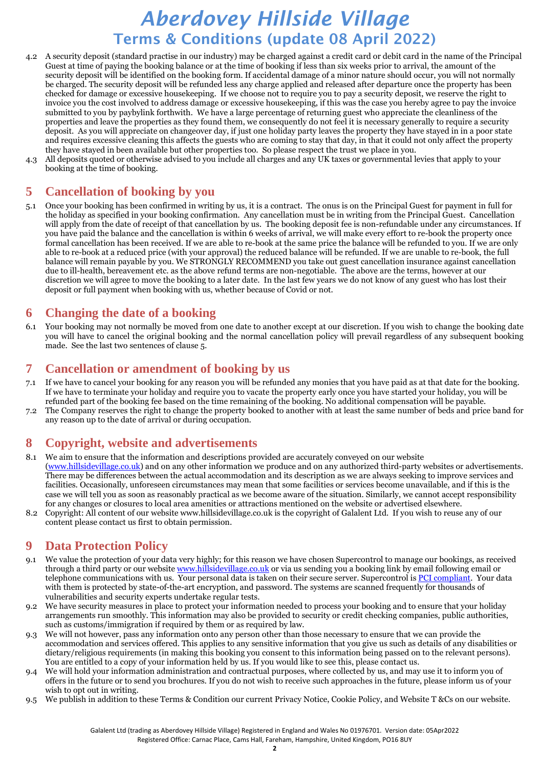4.2 A security deposit (standard practise in our industry) may be charged against a credit card or debit card in the name of the Principal Guest at time of paying the booking balance or at the time of booking if less than six weeks prior to arrival, the amount of the security deposit will be identified on the booking form. If accidental damage of a minor nature should occur, you will not normally be charged. The security deposit will be refunded less any charge applied and released after departure once the property has been checked for damage or excessive housekeeping. If we choose not to require you to pay a security deposit, we reserve the right to invoice you the cost involved to address damage or excessive housekeeping, if this was the case you hereby agree to pay the invoice submitted to you by paybylink forthwith. We have a large percentage of returning guest who appreciate the cleanliness of the properties and leave the properties as they found them, we consequently do not feel it is necessary generally to require a security deposit. As you will appreciate on changeover day, if just one holiday party leaves the property they have stayed in in a poor state and requires excessive cleaning this affects the guests who are coming to stay that day, in that it could not only affect the property they have stayed in been available but other properties too. So please respect the trust we place in you.

4.3 All deposits quoted or otherwise advised to you include all charges and any UK taxes or governmental levies that apply to your booking at the time of booking.

## 5 Cancellation of booking by you

5.1 Once your booking has been confirmed in writing by us, it is a contract. The onus is on the Principal Guest for payment in full for the holiday as specified in your booking confirmation. Any cancellation must be in writing from the Principal Guest. Cancellation will apply from the date of receipt of that cancellation by us. The booking deposit fee is non-refundable under any circumstances. If you have paid the balance and the cancellation is within 6 weeks of arrival, we will make every effort to re-book the property once formal cancellation has been received. If we are able to re-book at the same price the balance will be refunded to you. If we are only able to re-book at a reduced price (with your approval) the reduced balance will be refunded. If we are unable to re-book, the full balance will remain payable by you. We STRONGLY RECOMMEND you take out guest cancellation insurance against cancellation due to ill-health, bereavement etc. as the above refund terms are non-negotiable. The above are the terms, however at our discretion we will agree to move the booking to a later date. In the last few years we do not know of any guest who has lost their deposit or full payment when booking with us, whether because of Covid or not.

## 6 Changing the date of a booking

6.1 Your booking may not normally be moved from one date to another except at our discretion. If you wish to change the booking date you will have to cancel the original booking and the normal cancellation policy will prevail regardless of any subsequent booking made. See the last two sentences of clause 5.

## 7 Cancellation or amendment of booking by us

7.1 If we have to cancel your booking for any reason you will be refunded any monies that you have paid as at that date for the booking. If we have to terminate your holiday and require you to vacate the property early once you have started your holiday, you will be refunded part of the booking fee based on the time remaining of the booking. No additional compensation will be payable.

7.2 The Company reserves the right to change the property booked to another with at least the same number of beds and price band for any reason up to the date of arrival or during occupation.

## 8 Copyright, website and advertisements

8.1 We aim to ensure that the information and descriptions provided are accurately conveyed on our website ([www.hillsidevillage.co.uk](www.hillsidevillage.co.uk)) and on any other information we produce and on any authorized third-party websites or advertisements. There may be differences between the actual accommodation and its description as we are always seeking to improve services and facilities. Occasionally, unforeseen circumstances may mean that some facilities or services become unavailable, and if this is the case we will tell you as soon as reasonably practical as we become aware of the situation. Similarly, we cannot accept responsibility for any changes or closures to local area amenities or attractions mentioned on the website or advertised elsewhere.

8.2 Copyright: All content of our website www.hillsidevillage.co.uk is the copyright of Galalent Ltd. If you wish to reuse any of our content please contact us first to obtain permission.

## 9 Data Protection Policy

9.1 We value the protection of your data very highly; for this reason we have chosen Supercontrol to manage our bookings, as received through a third party or our website [www.hillsidevillage.co.uk](www.hillsidevillage.co.uk) or via us sending you a booking link by email following email or telephone communications with us. Your personal data is taken on their secure server. Supercontrol is PCI compliant. Your data with them is protected by state-of-the-art encryption, and password. The systems are scanned frequently for thousands of vulnerabilities and security experts undertake regular tests.

9.2 We have security measures in place to protect your information needed to process your booking and to ensure that your holiday arrangements run smoothly. This information may also be provided to security or credit checking companies, public authorities, such as customs/immigration if required by them or as required by law.

9.3 We will not however, pass any information onto any person other than those necessary to ensure that we can provide the accommodation and services offered. This applies to any sensitive information that you give us such as details of any disabilities or dietary/religious requirements (in making this booking you consent to this information being passed on to the relevant persons). You are entitled to a copy of your information held by us. If you would like to see this, please contact us.

9.4 We will hold your information administration and contractual purposes, where collected by us, and may use it to inform you of offers in the future or to send you brochures. If you do not wish to receive such approaches in the future, please inform us of your wish to opt out in writing.

9.5 We publish in addition to these Terms & Condition our current Privacy Notice, Cookie Policy, and Website T &Cs on our website.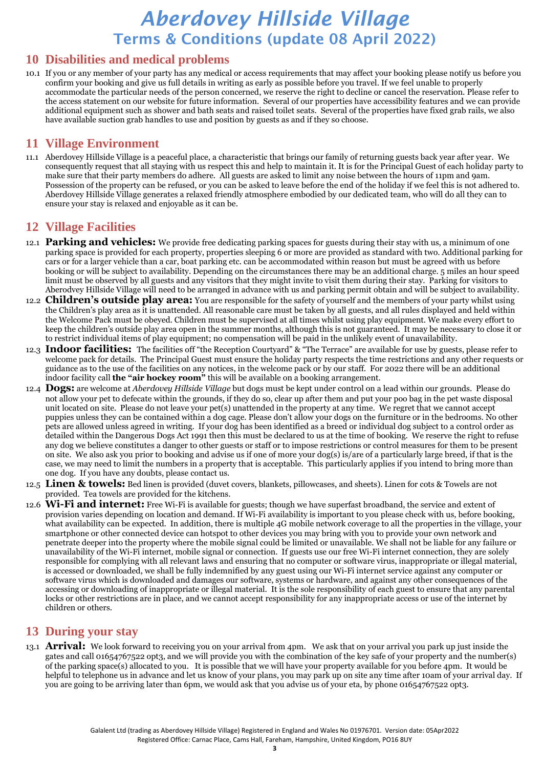# Aberdovey Hillside Village

## Terms & Conditions (update 08 April 2022)

## 10 Disabilities and medical problems

10.1 If you or any member of your party has any medical or access requirements that may affect your booking please notify us before you confirm your booking and give us full details in writing as early as possible before you travel. If we feel unable to properly accommodate the particular needs of the person concerned, we reserve the right to decline or cancel the reservation. Please refer to the access statement on our website for future information. Several of our properties have accessibility features and we can provide additional equipment such as shower and bath seats and raised toilet seats. Several of the properties have fixed grab rails, we also have available suction grab handles to use and position by guests as and if they so choose.

## 11 Village Environment

11.1 Aberdovey Hillside Village is a peaceful place, a characteristic that brings our family of returning guests back year after year. We consequently request that all staying with us respect this and help to maintain it. It is for the Principal Guest of each holiday party to make sure that their party members do adhere. All guests are asked to limit any noise between the hours of 11pm and 9am. Possession of the property can be refused, or you can be asked to leave before the end of the holiday if we feel this is not adhered to. Aberdovey Hillside Village generates a relaxed friendly atmosphere embodied by our dedicated team, who will do all they can to ensure your stay is relaxed and enjoyable as it can be.

## 12 Village Facilities

12.1 **Parking and vehicles:** We provide free dedicating parking spaces for guests during their stay with us, a minimum of one parking space is provided for each property, properties sleeping 6 or more are provided as standard with two. Additional parking for cars or for a larger vehicle than a car, boat parking etc. can be accommodated within reason but must be agreed with us before booking or will be subject to availability. Depending on the circumstances there may be an additional charge. 5 miles an hour speed limit must be observed by all guests and any visitors that they might invite to visit them during their stay. Parking for visitors to Aberodvey Hillside Village will need to be arranged in advance with us and parking permit obtain and will be subject to availability.

12.2 **Children's outside play area:** You are responsible for the safety of yourself and the members of your party whilst using the Children's play area as it is unattended. All reasonable care must be taken by all guests, and all rules displayed and held within the Welcome Pack must be obeyed. Children must be supervised at all times whilst using play equipment. We make every effort to keep the children's outside play area open in the summer months, although this is not guaranteed. It may be necessary to close it or to restrict individual items of play equipment; no compensation will be paid in the unlikely event of unavailability.

12.3 **Indoor facilities:** The facilities off "the Reception Courtyard" & "The Terrace" are available for use by guests, please refer to welcome pack for details. The Principal Guest must ensure the holiday party respects the time restrictions and any other requests or guidance as to the use of the facilities on any notices, in the welcome pack or by our staff. For 2022 there will be an additional indoor facility call **the "air hockey room"** this will be available on a booking arrangement.

12.4 **Dogs:** are welcome at *Aberdovey Hillside Village* but dogs must be kept under control on a lead within our grounds. Please do not allow your pet to defecate within the grounds, if they do so, clear up after them and put your poo bag in the pet waste disposal unit located on site. Please do not leave your pet(s) unattended in the property at any time. We regret that we cannot accept puppies unless they can be contained within a dog cage. Please don't allow your dogs on the furniture or in the bedrooms. No other pets are allowed unless agreed in writing. If your dog has been identified as a breed or individual dog subject to a control order as detailed within the Dangerous Dogs Act 1991 then this must be declared to us at the time of booking. We reserve the right to refuse any dog we believe constitutes a danger to other guests or staff or to impose restrictions or control measures for them to be present on site. We also ask you prior to booking and advise us if one of more your dog(s) is/are of a particularly large breed, if that is the case, we may need to limit the numbers in a property that is acceptable. This particularly applies if you intend to bring more than one dog. If you have any doubts, please contact us.

12.5 **Linen & towels:** Bed linen is provided (duvet covers, blankets, pillowcases, and sheets). Linen for cots & Towels are not provided. Tea towels are provided for the kitchens.

12.6 **Wi-Fi and internet:** Free Wi-Fi is available for guests; though we have superfast broadband, the service and extent of provision varies depending on location and demand. If Wi-Fi availability is important to you please check with us, before booking, what availability can be expected. In addition, there is multiple 4G mobile network coverage to all the properties in the village, your smartphone or other connected device can hotspot to other devices you may bring with you to provide your own network and penetrate deeper into the property where the mobile signal could be limited or unavailable. We shall not be liable for any failure or unavailability of the Wi-Fi internet, mobile signal or connection. If guests use our free Wi-Fi internet connection, they are solely responsible for complying with all relevant laws and ensuring that no computer or software virus, inappropriate or illegal material, is accessed or downloaded, we shall be fully indemnified by any guest using our Wi-Fi internet service against any computer or software virus which is downloaded and damages our software, systems or hardware, and against any other consequences of the accessing or downloading of inappropriate or illegal material. It is the sole responsibility of each guest to ensure that any parental locks or other restrictions are in place, and we cannot accept responsibility for any inappropriate access or use of the internet by children or others.

## 13 During your stay

13.1 **Arrival:** We look forward to receiving you on your arrival from 4pm. We ask that on your arrival you park up just inside the gates and call 01654767522 opt3, and we will provide you with the combination of the key safe of your property and the number(s) of the parking space(s) allocated to you. It is possible that we will have your property available for you before 4pm. It would be helpful to telephone us in advance and let us know of your plans, you may park up on site any time after 10am of your arrival day. If you are going to be arriving later than 6pm, we would ask that you advise us of your eta, by phone 01654767522 opt3.

Galalent Ltd (trading as Aberdovey Hillside Village) Registered in England and Wales No 01976701. Version date: 05Apr2022
Registered Office: Carnac Place, Cams Hall, Fareham, Hampshire, United Kingdom, PO16 8UY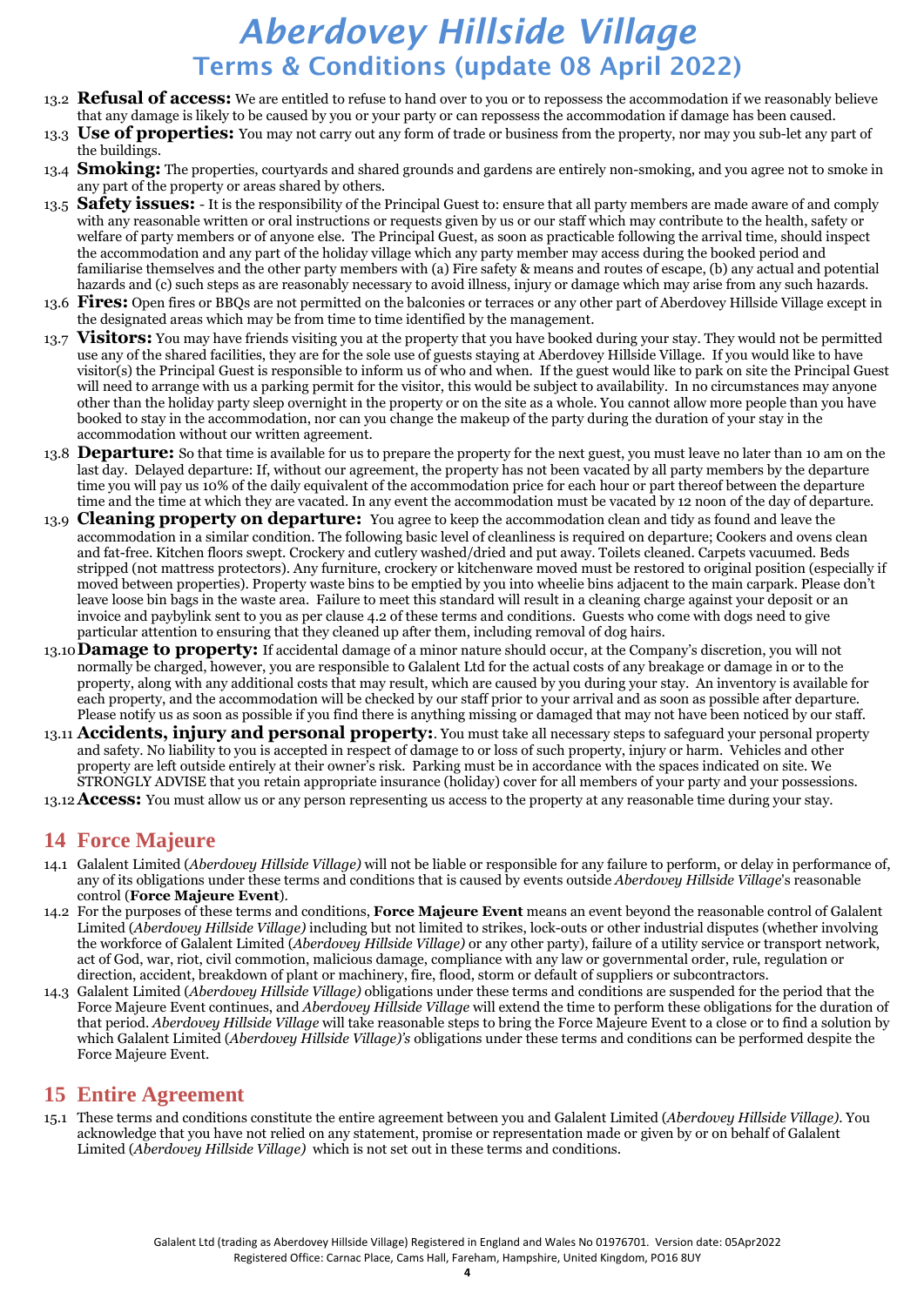13.2 **Refusal of access:** We are entitled to refuse to hand over to you or to repossess the accommodation if we reasonably believe that any damage is likely to be caused by you or your party or can repossess the accommodation if damage has been caused.

13.3 **Use of properties:** You may not carry out any form of trade or business from the property, nor may you sub-let any part of the buildings.

13.4 **Smoking:** The properties, courtyards and shared grounds and gardens are entirely non-smoking, and you agree not to smoke in any part of the property or areas shared by others.

13.5 **Safety issues:** - It is the responsibility of the Principal Guest to: ensure that all party members are made aware of and comply with any reasonable written or oral instructions or requests given by us or our staff which may contribute to the health, safety or welfare of party members or of anyone else. The Principal Guest, as soon as practicable following the arrival time, should inspect the accommodation and any part of the holiday village which any party member may access during the booked period and familiarise themselves and the other party members with (a) Fire safety & means and routes of escape, (b) any actual and potential hazards and (c) such steps as are reasonably necessary to avoid illness, injury or damage which may arise from any such hazards.

13.6 **Fires:** Open fires or BBQs are not permitted on the balconies or terraces or any other part of Aberdovey Hillside Village except in the designated areas which may be from time to time identified by the management.

13.7 **Visitors:** You may have friends visiting you at the property that you have booked during your stay. They would not be permitted use any of the shared facilities, they are for the sole use of guests staying at Aberdovey Hillside Village. If you would like to have visitor(s) the Principal Guest is responsible to inform us of who and when. If the guest would like to park on site the Principal Guest will need to arrange with us a parking permit for the visitor, this would be subject to availability. In no circumstances may anyone other than the holiday party sleep overnight in the property or on the site as a whole. You cannot allow more people than you have booked to stay in the accommodation, nor can you change the makeup of the party during the duration of your stay in the accommodation without our written agreement.

13.8 **Departure:** So that time is available for us to prepare the property for the next guest, you must leave no later than 10 am on the last day. Delayed departure: If, without our agreement, the property has not been vacated by all party members by the departure time you will pay us 10% of the daily equivalent of the accommodation price for each hour or part thereof between the departure time and the time at which they are vacated. In any event the accommodation must be vacated by 12 noon of the day of departure.

13.9 **Cleaning property on departure:** You agree to keep the accommodation clean and tidy as found and leave the accommodation in a similar condition. The following basic level of cleanliness is required on departure; Cookers and ovens clean and fat-free. Kitchen floors swept. Crockery and cutlery washed/dried and put away. Toilets cleaned. Carpets vacuumed. Beds stripped (not mattress protectors). Any furniture, crockery or kitchenware moved must be restored to original position (especially if moved between properties). Property waste bins to be emptied by you into wheelie bins adjacent to the main carpark. Please don't leave loose bin bags in the waste area. Failure to meet this standard will result in a cleaning charge against your deposit or an invoice and paybylink sent to you as per clause 4.2 of these terms and conditions. Guests who come with dogs need to give particular attention to ensuring that they cleaned up after them, including removal of dog hairs.

13.10 **Damage to property:** If accidental damage of a minor nature should occur, at the Company's discretion, you will not normally be charged, however, you are responsible to Galalent Ltd for the actual costs of any breakage or damage in or to the property, along with any additional costs that may result, which are caused by you during your stay. An inventory is available for each property, and the accommodation will be checked by our staff prior to your arrival and as soon as possible after departure. Please notify us as soon as possible if you find there is anything missing or damaged that may not have been noticed by our staff.

13.11 **Accidents, injury and personal property:**. You must take all necessary steps to safeguard your personal property and safety. No liability to you is accepted in respect of damage to or loss of such property, injury or harm. Vehicles and other property are left outside entirely at their owner's risk. Parking must be in accordance with the spaces indicated on site. We STRONGLY ADVISE that you retain appropriate insurance (holiday) cover for all members of your party and your possessions.

13.12 **Access:** You must allow us or any person representing us access to the property at any reasonable time during your stay.

## 14 Force Majeure

14.1 Galalent Limited (*Aberdovey Hillside Village)* will not be liable or responsible for any failure to perform, or delay in performance of, any of its obligations under these terms and conditions that is caused by events outside *Aberdovey Hillside Village*'s reasonable control (**Force Majeure Event**).

14.2 For the purposes of these terms and conditions, **Force Majeure Event** means an event beyond the reasonable control of Galalent Limited (*Aberdovey Hillside Village)* including but not limited to strikes, lock-outs or other industrial disputes (whether involving the workforce of Galalent Limited (*Aberdovey Hillside Village)* or any other party), failure of a utility service or transport network, act of God, war, riot, civil commotion, malicious damage, compliance with any law or governmental order, rule, regulation or direction, accident, breakdown of plant or machinery, fire, flood, storm or default of suppliers or subcontractors.

14.3 Galalent Limited (*Aberdovey Hillside Village)* obligations under these terms and conditions are suspended for the period that the Force Majeure Event continues, and *Aberdovey Hillside Village* will extend the time to perform these obligations for the duration of that period. *Aberdovey Hillside Village* will take reasonable steps to bring the Force Majeure Event to a close or to find a solution by which Galalent Limited (*Aberdovey Hillside Village)'s* obligations under these terms and conditions can be performed despite the Force Majeure Event.

## 15 Entire Agreement

15.1 These terms and conditions constitute the entire agreement between you and Galalent Limited (*Aberdovey Hillside Village)*. You acknowledge that you have not relied on any statement, promise or representation made or given by or on behalf of Galalent Limited (*Aberdovey Hillside Village)* which is not set out in these terms and conditions.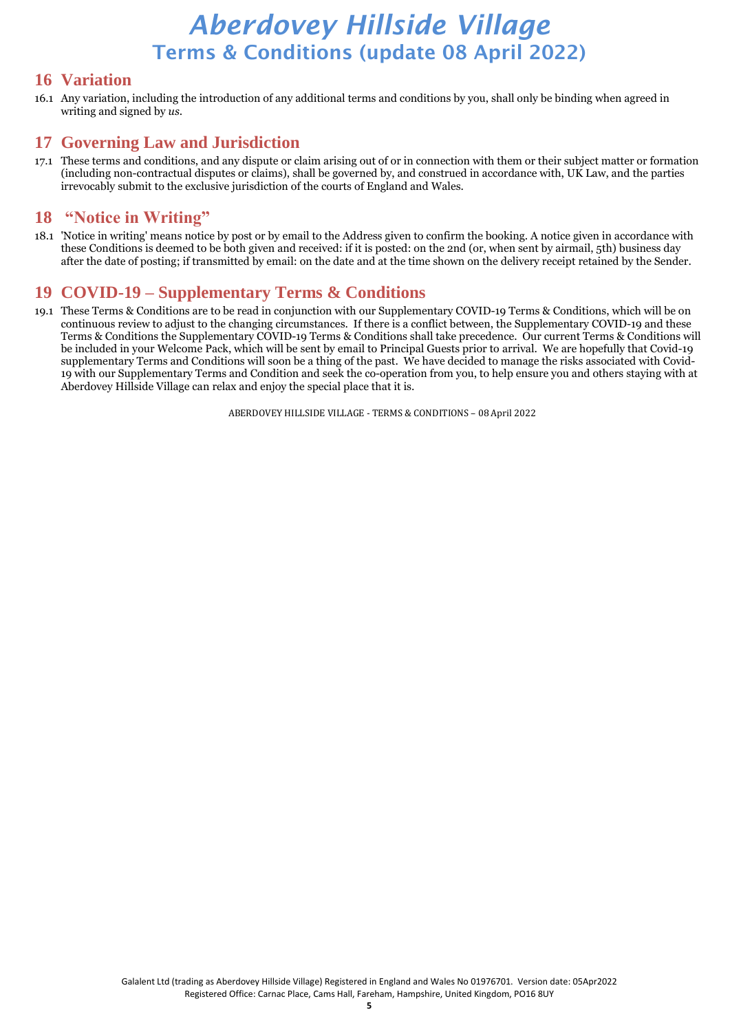## 16 Variation

16.1 Any variation, including the introduction of any additional terms and conditions by you, shall only be binding when agreed in writing and signed by *us*.

## 17 Governing Law and Jurisdiction

17.1 These terms and conditions, and any dispute or claim arising out of or in connection with them or their subject matter or formation (including non-contractual disputes or claims), shall be governed by, and construed in accordance with, UK Law, and the parties irrevocably submit to the exclusive jurisdiction of the courts of England and Wales.

## 18 "Notice in Writing"

18.1 'Notice in writing' means notice by post or by email to the Address given to confirm the booking. A notice given in accordance with these Conditions is deemed to be both given and received: if it is posted: on the 2nd (or, when sent by airmail, 5th) business day after the date of posting; if transmitted by email: on the date and at the time shown on the delivery receipt retained by the Sender.

## 19 COVID-19 – Supplementary Terms & Conditions

19.1 These Terms & Conditions are to be read in conjunction with our Supplementary COVID-19 Terms & Conditions, which will be on continuous review to adjust to the changing circumstances. If there is a conflict between, the Supplementary COVID-19 and these Terms & Conditions the Supplementary COVID-19 Terms & Conditions shall take precedence. Our current Terms & Conditions will be included in your Welcome Pack, which will be sent by email to Principal Guests prior to arrival. We are hopefully that Covid-19 supplementary Terms and Conditions will soon be a thing of the past. We have decided to manage the risks associated with Covid-19 with our Supplementary Terms and Condition and seek the co-operation from you, to help ensure you and others staying with at Aberdovey Hillside Village can relax and enjoy the special place that it is.

ABERDOVEY HILLSIDE VILLAGE - TERMS & CONDITIONS – 08 April 2022

Galalent Ltd (trading as Aberdovey Hillside Village) Registered in England and Wales No 01976701. Version date: 05Apr2022
Registered Office: Carnac Place, Cams Hall, Fareham, Hampshire, United Kingdom, PO16 8UY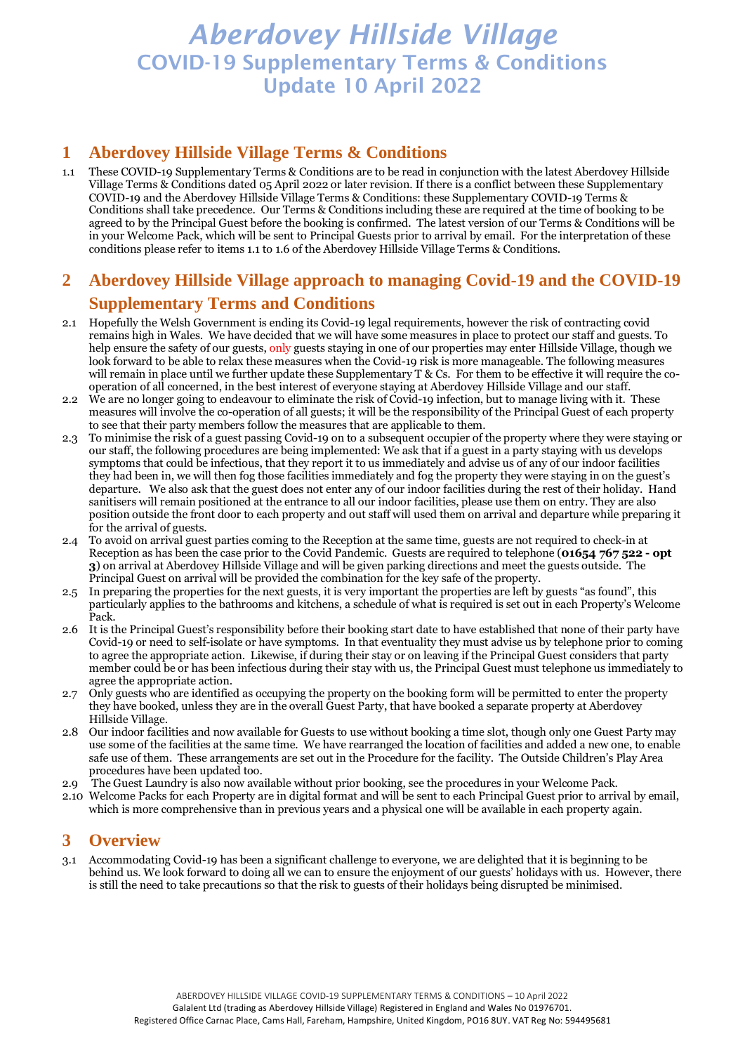# Aberdovey Hillside Village
## COVID-19 Supplementary Terms & Conditions
## Update 10 April 2022

## 1 Aberdovey Hillside Village Terms & Conditions

1.1 These COVID-19 Supplementary Terms & Conditions are to be read in conjunction with the latest Aberdovey Hillside Village Terms & Conditions dated 05 April 2022 or later revision. If there is a conflict between these Supplementary COVID-19 and the Aberdovey Hillside Village Terms & Conditions: these Supplementary COVID-19 Terms & Conditions shall take precedence. Our Terms & Conditions including these are required at the time of booking to be agreed to by the Principal Guest before the booking is confirmed. The latest version of our Terms & Conditions will be in your Welcome Pack, which will be sent to Principal Guests prior to arrival by email. For the interpretation of these conditions please refer to items 1.1 to 1.6 of the Aberdovey Hillside Village Terms & Conditions.

## 2 Aberdovey Hillside Village approach to managing Covid-19 and the COVID-19 Supplementary Terms and Conditions

2.1 Hopefully the Welsh Government is ending its Covid-19 legal requirements, however the risk of contracting covid remains high in Wales. We have decided that we will have some measures in place to protect our staff and guests. To help ensure the safety of our guests, only guests staying in one of our properties may enter Hillside Village, though we look forward to be able to relax these measures when the Covid-19 risk is more manageable. The following measures will remain in place until we further update these Supplementary T & Cs. For them to be effective it will require the co-operation of all concerned, in the best interest of everyone staying at Aberdovey Hillside Village and our staff.

2.2 We are no longer going to endeavour to eliminate the risk of Covid-19 infection, but to manage living with it. These measures will involve the co-operation of all guests; it will be the responsibility of the Principal Guest of each property to see that their party members follow the measures that are applicable to them.

2.3 To minimise the risk of a guest passing Covid-19 on to a subsequent occupier of the property where they were staying or our staff, the following procedures are being implemented: We ask that if a guest in a party staying with us develops symptoms that could be infectious, that they report it to us immediately and advise us of any of our indoor facilities they had been in, we will then fog those facilities immediately and fog the property they were staying in on the guest's departure. We also ask that the guest does not enter any of our indoor facilities during the rest of their holiday. Hand sanitisers will remain positioned at the entrance to all our indoor facilities, please use them on entry. They are also position outside the front door to each property and out staff will used them on arrival and departure while preparing it for the arrival of guests.

2.4 To avoid on arrival guest parties coming to the Reception at the same time, guests are not required to check-in at Reception as has been the case prior to the Covid Pandemic. Guests are required to telephone (**01654 767 522 - opt 3**) on arrival at Aberdovey Hillside Village and will be given parking directions and meet the guests outside. The Principal Guest on arrival will be provided the combination for the key safe of the property.

2.5 In preparing the properties for the next guests, it is very important the properties are left by guests "as found", this particularly applies to the bathrooms and kitchens, a schedule of what is required is set out in each Property's Welcome Pack.

2.6 It is the Principal Guest's responsibility before their booking start date to have established that none of their party have Covid-19 or need to self-isolate or have symptoms. In that eventuality they must advise us by telephone prior to coming to agree the appropriate action. Likewise, if during their stay or on leaving if the Principal Guest considers that party member could be or has been infectious during their stay with us, the Principal Guest must telephone us immediately to agree the appropriate action.

2.7 Only guests who are identified as occupying the property on the booking form will be permitted to enter the property they have booked, unless they are in the overall Guest Party, that have booked a separate property at Aberdovey Hillside Village.

2.8 Our indoor facilities and now available for Guests to use without booking a time slot, though only one Guest Party may use some of the facilities at the same time. We have rearranged the location of facilities and added a new one, to enable safe use of them. These arrangements are set out in the Procedure for the facility. The Outside Children's Play Area procedures have been updated too.

2.9 The Guest Laundry is also now available without prior booking, see the procedures in your Welcome Pack.

2.10 Welcome Packs for each Property are in digital format and will be sent to each Principal Guest prior to arrival by email, which is more comprehensive than in previous years and a physical one will be available in each property again.

## 3 Overview

3.1 Accommodating Covid-19 has been a significant challenge to everyone, we are delighted that it is beginning to be behind us. We look forward to doing all we can to ensure the enjoyment of our guests' holidays with us. However, there is still the need to take precautions so that the risk to guests of their holidays being disrupted be minimised.

ABERDOVEY HILLSIDE VILLAGE COVID-19 SUPPLEMENTARY TERMS & CONDITIONS – 10 April 2022
Galalent Ltd (trading as Aberdovey Hillside Village) Registered in England and Wales No 01976701.
Registered Office Carnac Place, Cams Hall, Fareham, Hampshire, United Kingdom, PO16 8UY. VAT Reg No: 594495681